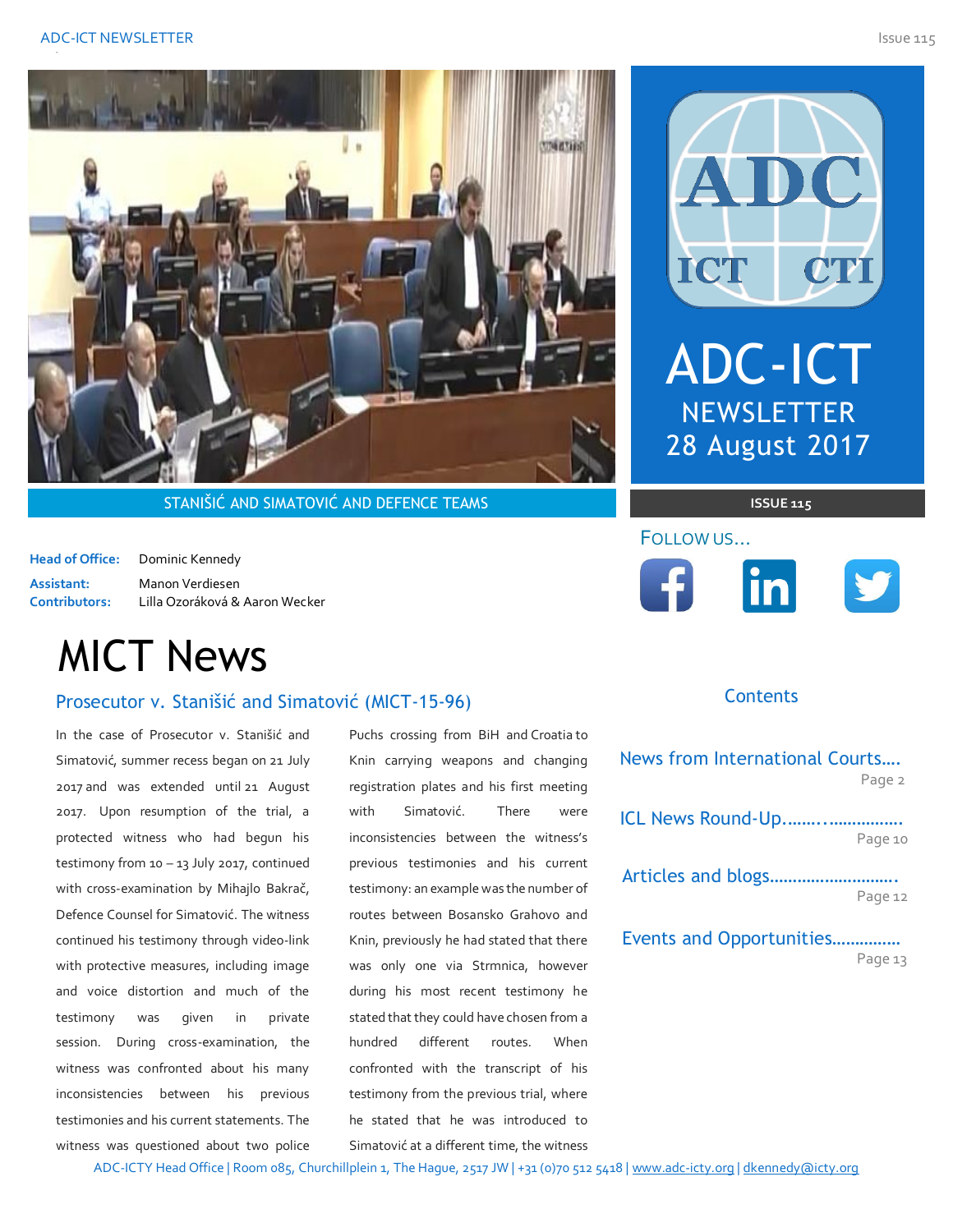STANIŠIĆ AND SIMATOVIĆ AND DEFENCE TEAMS

# ADC-ICT NEWSLETTER 28 August 2017

ISSUE 115

**Head of Office:** Dominic Kennedy
**Assistant:** Manon Verdiesen
**Contributors:** Lilla Ozoráková & Aaron Wecker

FOLLOW US...

## Contents

- News from International Courts.... Page 2
- ICL News Round-Up........................ Page 10
- Articles and blogs............................ Page 12
- Events and Opportunities............... Page 13

# MICT News

## Prosecutor v. Stanišić and Simatović (MICT-15-96)

In the case of Prosecutor v. Stanišić and Simatović, summer recess began on 21 July 2017 and was extended until 21 August 2017. Upon resumption of the trial, a protected witness who had begun his testimony from 10 – 13 July 2017, continued with cross-examination by Mihajlo Bakrač, Defence Counsel for Simatović. The witness continued his testimony through video-link with protective measures, including image and voice distortion and much of the testimony was given in private session. During cross-examination, the witness was confronted about his many inconsistencies between his previous testimonies and his current statements. The witness was questioned about two police Puchs crossing from BiH and Croatia to Knin carrying weapons and changing registration plates and his first meeting with Simatović. There were inconsistencies between the witness's previous testimonies and his current testimony: an example was the number of routes between Bosansko Grahovo and Knin, previously he had stated that there was only one via Strmnica, however during his most recent testimony he stated that they could have chosen from a hundred different routes. When confronted with the transcript of his testimony from the previous trial, where he stated that he was introduced to Simatović at a different time, the witness

ADC-ICTY Head Office | Room 085, Churchillplein 1, The Hague, 2517 JW | +31 (0)70 512 5418 | www.adc-icty.org | dkennedy@icty.org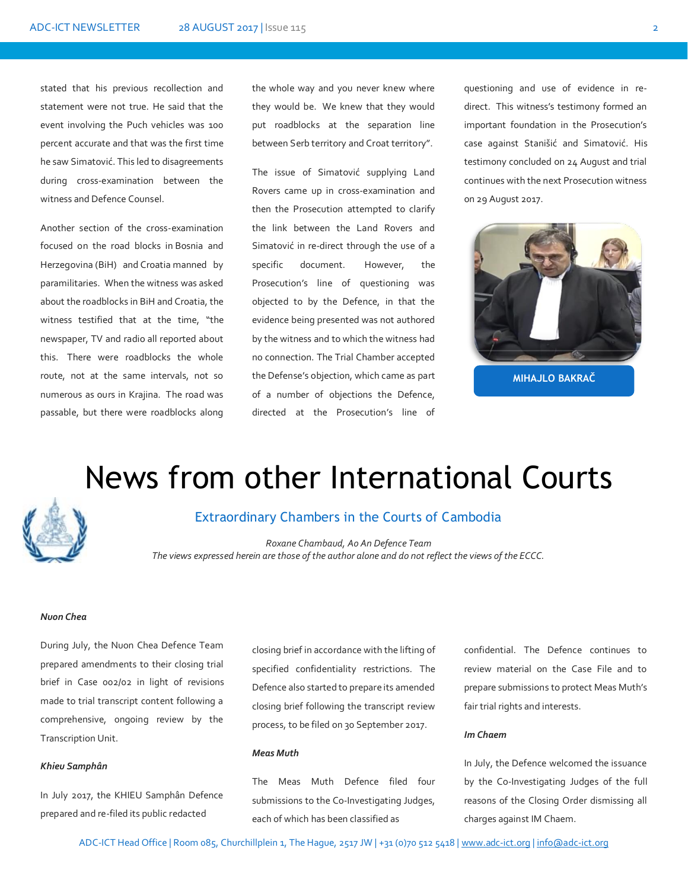stated that his previous recollection and statement were not true. He said that the event involving the Puch vehicles was 100 percent accurate and that was the first time he saw Simatović. This led to disagreements during cross-examination between the witness and Defence Counsel.

Another section of the cross-examination focused on the road blocks in Bosnia and Herzegovina (BiH) and Croatia manned by paramilitaries. When the witness was asked about the roadblocks in BiH and Croatia, the witness testified that at the time, "the newspaper, TV and radio all reported about this. There were roadblocks the whole route, not at the same intervals, not so numerous as ours in Krajina. The road was passable, but there were roadblocks along the whole way and you never knew where they would be. We knew that they would put roadblocks at the separation line between Serb territory and Croat territory".

The issue of Simatović supplying Land Rovers came up in cross-examination and then the Prosecution attempted to clarify the link between the Land Rovers and Simatović in re-direct through the use of a specific document. However, the Prosecution's line of questioning was objected to by the Defence, in that the evidence being presented was not authored by the witness and to which the witness had no connection. The Trial Chamber accepted the Defense's objection, which came as part of a number of objections the Defence, directed at the Prosecution's line of questioning and use of evidence in re-direct. This witness's testimony formed an important foundation in the Prosecution's case against Stanišić and Simatović. His testimony concluded on 24 August and trial continues with the next Prosecution witness on 29 August 2017.

MIHAJLO BAKRAČ

# News from other International Courts

## Extraordinary Chambers in the Courts of Cambodia

*Roxane Chambaud, Ao An Defence Team*
*The views expressed herein are those of the author alone and do not reflect the views of the ECCC.*

***Nuon Chea***

During July, the Nuon Chea Defence Team prepared amendments to their closing trial brief in Case 002/02 in light of revisions made to trial transcript content following a comprehensive, ongoing review by the Transcription Unit.

***Khieu Samphân***

In July 2017, the KHIEU Samphân Defence prepared and re-filed its public redacted closing brief in accordance with the lifting of specified confidentiality restrictions. The Defence also started to prepare its amended closing brief following the transcript review process, to be filed on 30 September 2017.

***Meas Muth***

The Meas Muth Defence filed four submissions to the Co-Investigating Judges, each of which has been classified as confidential. The Defence continues to review material on the Case File and to prepare submissions to protect Meas Muth's fair trial rights and interests.

***Im Chaem***

In July, the Defence welcomed the issuance by the Co-Investigating Judges of the full reasons of the Closing Order dismissing all charges against IM Chaem.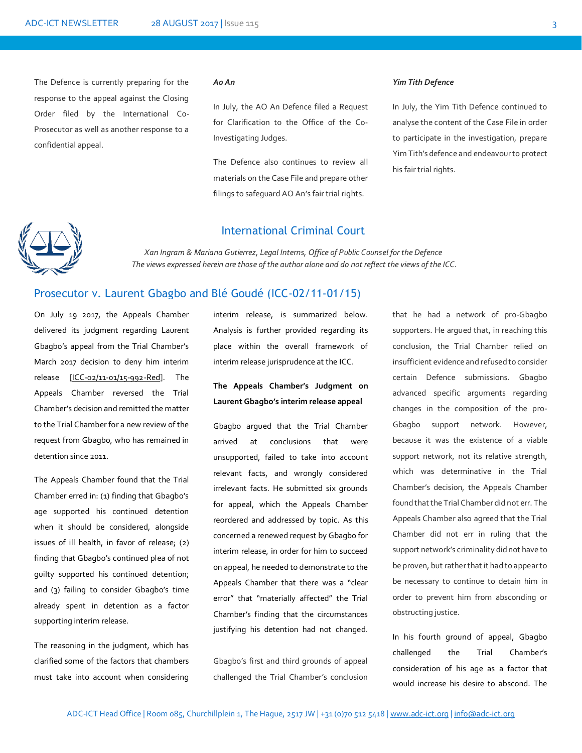The Defence is currently preparing for the response to the appeal against the Closing Order filed by the International Co-Prosecutor as well as another response to a confidential appeal.

***Ao An***

In July, the AO An Defence filed a Request for Clarification to the Office of the Co-Investigating Judges.

The Defence also continues to review all materials on the Case File and prepare other filings to safeguard AO An's fair trial rights.

***Yim Tith Defence***

In July, the Yim Tith Defence continued to analyse the content of the Case File in order to participate in the investigation, prepare Yim Tith's defence and endeavour to protect his fair trial rights.

## International Criminal Court

*Xan Ingram & Mariana Gutierrez, Legal Interns, Office of Public Counsel for the Defence*
*The views expressed herein are those of the author alone and do not reflect the views of the ICC.*

## Prosecutor v. Laurent Gbagbo and Blé Goudé (ICC-02/11-01/15)

On July 19 2017, the Appeals Chamber delivered its judgment regarding Laurent Gbagbo's appeal from the Trial Chamber's March 2017 decision to deny him interim release [ICC-02/11-01/15-992-Red]. The Appeals Chamber reversed the Trial Chamber's decision and remitted the matter to the Trial Chamber for a new review of the request from Gbagbo, who has remained in detention since 2011.

The Appeals Chamber found that the Trial Chamber erred in: (1) finding that Gbagbo's age supported his continued detention when it should be considered, alongside issues of ill health, in favor of release; (2) finding that Gbagbo's continued plea of not guilty supported his continued detention; and (3) failing to consider Gbagbo's time already spent in detention as a factor supporting interim release.

The reasoning in the judgment, which has clarified some of the factors that chambers must take into account when considering interim release, is summarized below. Analysis is further provided regarding its place within the overall framework of interim release jurisprudence at the ICC.

**The Appeals Chamber's Judgment on Laurent Gbagbo's interim release appeal**

Gbagbo argued that the Trial Chamber arrived at conclusions that were unsupported, failed to take into account relevant facts, and wrongly considered irrelevant facts. He submitted six grounds for appeal, which the Appeals Chamber reordered and addressed by topic. As this concerned a renewed request by Gbagbo for interim release, in order for him to succeed on appeal, he needed to demonstrate to the Appeals Chamber that there was a "clear error" that "materially affected" the Trial Chamber's finding that the circumstances justifying his detention had not changed.

Gbagbo's first and third grounds of appeal challenged the Trial Chamber's conclusion that he had a network of pro-Gbagbo supporters. He argued that, in reaching this conclusion, the Trial Chamber relied on insufficient evidence and refused to consider certain Defence submissions. Gbagbo advanced specific arguments regarding changes in the composition of the pro-Gbagbo support network. However, because it was the existence of a viable support network, not its relative strength, which was determinative in the Trial Chamber's decision, the Appeals Chamber found that the Trial Chamber did not err. The Appeals Chamber also agreed that the Trial Chamber did not err in ruling that the support network's criminality did not have to be proven, but rather that it had to appear to be necessary to continue to detain him in order to prevent him from absconding or obstructing justice.

In his fourth ground of appeal, Gbagbo challenged the Trial Chamber's consideration of his age as a factor that would increase his desire to abscond. The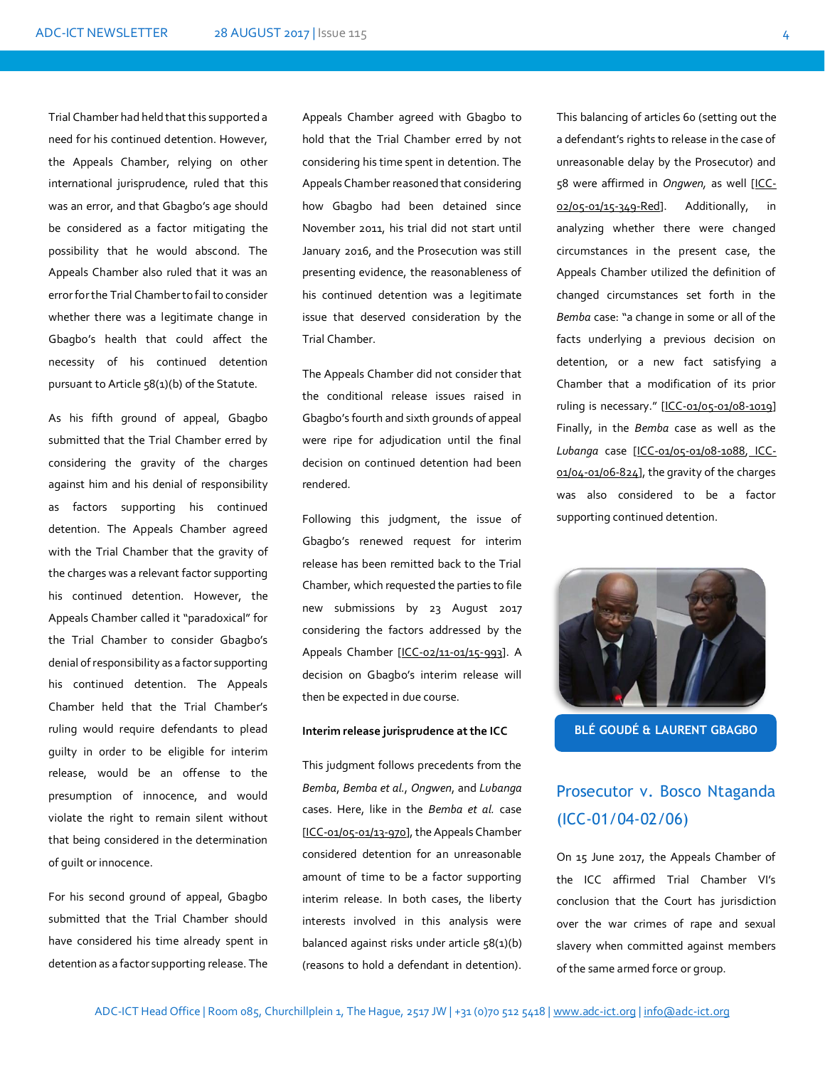Trial Chamber had held that this supported a need for his continued detention. However, the Appeals Chamber, relying on other international jurisprudence, ruled that this was an error, and that Gbagbo's age should be considered as a factor mitigating the possibility that he would abscond. The Appeals Chamber also ruled that it was an error for the Trial Chamber to fail to consider whether there was a legitimate change in Gbagbo's health that could affect the necessity of his continued detention pursuant to Article 58(1)(b) of the Statute.

As his fifth ground of appeal, Gbagbo submitted that the Trial Chamber erred by considering the gravity of the charges against him and his denial of responsibility as factors supporting his continued detention. The Appeals Chamber agreed with the Trial Chamber that the gravity of the charges was a relevant factor supporting his continued detention. However, the Appeals Chamber called it "paradoxical" for the Trial Chamber to consider Gbagbo's denial of responsibility as a factor supporting his continued detention. The Appeals Chamber held that the Trial Chamber's ruling would require defendants to plead guilty in order to be eligible for interim release, would be an offense to the presumption of innocence, and would violate the right to remain silent without that being considered in the determination of guilt or innocence.

For his second ground of appeal, Gbagbo submitted that the Trial Chamber should have considered his time already spent in detention as a factor supporting release. The Appeals Chamber agreed with Gbagbo to hold that the Trial Chamber erred by not considering his time spent in detention. The Appeals Chamber reasoned that considering how Gbagbo had been detained since November 2011, his trial did not start until January 2016, and the Prosecution was still presenting evidence, the reasonableness of his continued detention was a legitimate issue that deserved consideration by the Trial Chamber.

The Appeals Chamber did not consider that the conditional release issues raised in Gbagbo's fourth and sixth grounds of appeal were ripe for adjudication until the final decision on continued detention had been rendered.

Following this judgment, the issue of Gbagbo's renewed request for interim release has been remitted back to the Trial Chamber, which requested the parties to file new submissions by 23 August 2017 considering the factors addressed by the Appeals Chamber [ICC-02/11-01/15-993]. A decision on Gbagbo's interim release will then be expected in due course.

**Interim release jurisprudence at the ICC**

This judgment follows precedents from the *Bemba*, *Bemba et al.*, *Ongwen*, and *Lubanga* cases. Here, like in the *Bemba et al.* case [ICC-01/05-01/13-970], the Appeals Chamber considered detention for an unreasonable amount of time to be a factor supporting interim release. In both cases, the liberty interests involved in this analysis were balanced against risks under article 58(1)(b) (reasons to hold a defendant in detention). This balancing of articles 60 (setting out the a defendant's rights to release in the case of unreasonable delay by the Prosecutor) and 58 were affirmed in *Ongwen*, as well [ICC-02/05-01/15-349-Red]. Additionally, in analyzing whether there were changed circumstances in the present case, the Appeals Chamber utilized the definition of changed circumstances set forth in the *Bemba* case: "a change in some or all of the facts underlying a previous decision on detention, or a new fact satisfying a Chamber that a modification of its prior ruling is necessary." [ICC-01/05-01/08-1019] Finally, in the *Bemba* case as well as the *Lubanga* case [ICC-01/05-01/08-1088, ICC-01/04-01/06-824], the gravity of the charges was also considered to be a factor supporting continued detention.

**BLÉ GOUDÉ & LAURENT GBAGBO**

## Prosecutor v. Bosco Ntaganda (ICC-01/04-02/06)

On 15 June 2017, the Appeals Chamber of the ICC affirmed Trial Chamber VI's conclusion that the Court has jurisdiction over the war crimes of rape and sexual slavery when committed against members of the same armed force or group.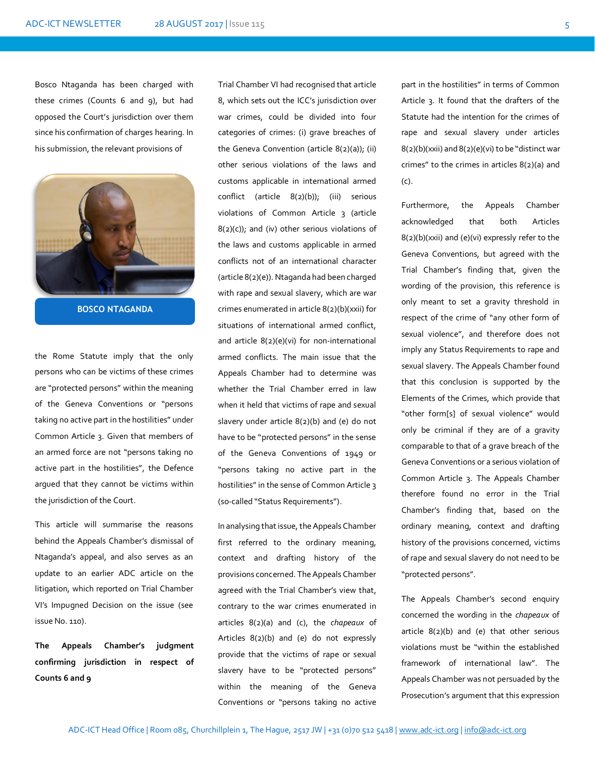Bosco Ntaganda has been charged with these crimes (Counts 6 and 9), but had opposed the Court's jurisdiction over them since his confirmation of charges hearing. In his submission, the relevant provisions of the Rome Statute imply that the only persons who can be victims of these crimes are "protected persons" within the meaning of the Geneva Conventions or "persons taking no active part in the hostilities" under Common Article 3. Given that members of an armed force are not "persons taking no active part in the hostilities", the Defence argued that they cannot be victims within the jurisdiction of the Court.

BOSCO NTAGANDA

This article will summarise the reasons behind the Appeals Chamber's dismissal of Ntaganda's appeal, and also serves as an update to an earlier ADC article on the litigation, which reported on Trial Chamber VI's Impugned Decision on the issue (see issue No. 110).

**The Appeals Chamber's judgment confirming jurisdiction in respect of Counts 6 and 9**

Trial Chamber VI had recognised that article 8, which sets out the ICC's jurisdiction over war crimes, could be divided into four categories of crimes: (i) grave breaches of the Geneva Convention (article 8(2)(a)); (ii) other serious violations of the laws and customs applicable in international armed conflict (article 8(2)(b)); (iii) serious violations of Common Article 3 (article 8(2)(c)); and (iv) other serious violations of the laws and customs applicable in armed conflicts not of an international character (article 8(2)(e)). Ntaganda had been charged with rape and sexual slavery, which are war crimes enumerated in article 8(2)(b)(xxii) for situations of international armed conflict, and article 8(2)(e)(vi) for non-international armed conflicts. The main issue that the Appeals Chamber had to determine was whether the Trial Chamber erred in law when it held that victims of rape and sexual slavery under article 8(2)(b) and (e) do not have to be "protected persons" in the sense of the Geneva Conventions of 1949 or "persons taking no active part in the hostilities" in the sense of Common Article 3 (so-called "Status Requirements").

In analysing that issue, the Appeals Chamber first referred to the ordinary meaning, context and drafting history of the provisions concerned. The Appeals Chamber agreed with the Trial Chamber's view that, contrary to the war crimes enumerated in articles 8(2)(a) and (c), the *chapeaux* of Articles 8(2)(b) and (e) do not expressly provide that the victims of rape or sexual slavery have to be "protected persons" within the meaning of the Geneva Conventions or "persons taking no active part in the hostilities" in terms of Common Article 3. It found that the drafters of the Statute had the intention for the crimes of rape and sexual slavery under articles 8(2)(b)(xxii) and 8(2)(e)(vi) to be "distinct war crimes" to the crimes in articles 8(2)(a) and (c).

Furthermore, the Appeals Chamber acknowledged that both Articles 8(2)(b)(xxii) and (e)(vi) expressly refer to the Geneva Conventions, but agreed with the Trial Chamber's finding that, given the wording of the provision, this reference is only meant to set a gravity threshold in respect of the crime of "any other form of sexual violence", and therefore does not imply any Status Requirements to rape and sexual slavery. The Appeals Chamber found that this conclusion is supported by the Elements of the Crimes, which provide that "other form[s] of sexual violence" would only be criminal if they are of a gravity comparable to that of a grave breach of the Geneva Conventions or a serious violation of Common Article 3. The Appeals Chamber therefore found no error in the Trial Chamber's finding that, based on the ordinary meaning, context and drafting history of the provisions concerned, victims of rape and sexual slavery do not need to be "protected persons".

The Appeals Chamber's second enquiry concerned the wording in the *chapeaux* of article 8(2)(b) and (e) that other serious violations must be "within the established framework of international law". The Appeals Chamber was not persuaded by the Prosecution's argument that this expression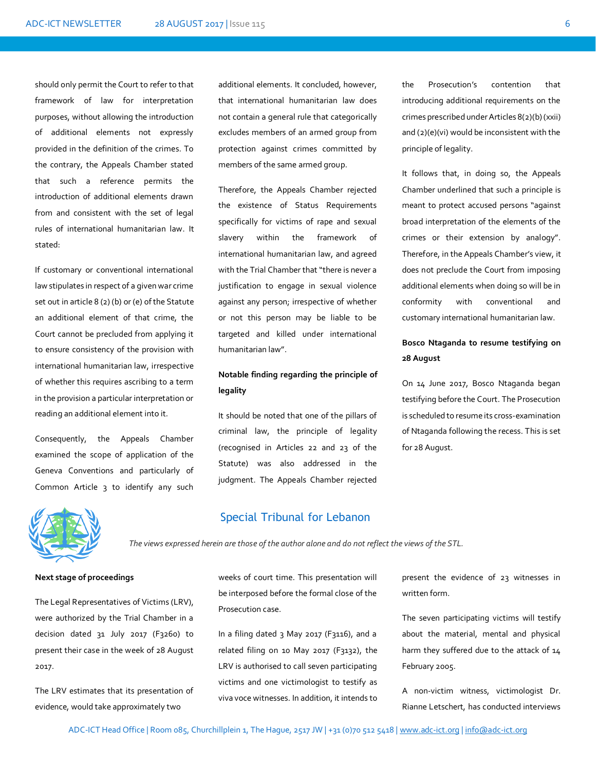should only permit the Court to refer to that framework of law for interpretation purposes, without allowing the introduction of additional elements not expressly provided in the definition of the crimes. To the contrary, the Appeals Chamber stated that such a reference permits the introduction of additional elements drawn from and consistent with the set of legal rules of international humanitarian law. It stated:

If customary or conventional international law stipulates in respect of a given war crime set out in article 8 (2) (b) or (e) of the Statute an additional element of that crime, the Court cannot be precluded from applying it to ensure consistency of the provision with international humanitarian law, irrespective of whether this requires ascribing to a term in the provision a particular interpretation or reading an additional element into it.

Consequently, the Appeals Chamber examined the scope of application of the Geneva Conventions and particularly of Common Article 3 to identify any such additional elements. It concluded, however, that international humanitarian law does not contain a general rule that categorically excludes members of an armed group from protection against crimes committed by members of the same armed group.

Therefore, the Appeals Chamber rejected the existence of Status Requirements specifically for victims of rape and sexual slavery within the framework of international humanitarian law, and agreed with the Trial Chamber that "there is never a justification to engage in sexual violence against any person; irrespective of whether or not this person may be liable to be targeted and killed under international humanitarian law".

**Notable finding regarding the principle of legality**

It should be noted that one of the pillars of criminal law, the principle of legality (recognised in Articles 22 and 23 of the Statute) was also addressed in the judgment. The Appeals Chamber rejected the Prosecution's contention that introducing additional requirements on the crimes prescribed under Articles 8(2)(b) (xxii) and (2)(e)(vi) would be inconsistent with the principle of legality.

It follows that, in doing so, the Appeals Chamber underlined that such a principle is meant to protect accused persons "against broad interpretation of the elements of the crimes or their extension by analogy". Therefore, in the Appeals Chamber's view, it does not preclude the Court from imposing additional elements when doing so will be in conformity with conventional and customary international humanitarian law.

**Bosco Ntaganda to resume testifying on 28 August**

On 14 June 2017, Bosco Ntaganda began testifying before the Court. The Prosecution is scheduled to resume its cross-examination of Ntaganda following the recess. This is set for 28 August.

## Special Tribunal for Lebanon

*The views expressed herein are those of the author alone and do not reflect the views of the STL.*

**Next stage of proceedings**

The Legal Representatives of Victims (LRV), were authorized by the Trial Chamber in a decision dated 31 July 2017 (F3260) to present their case in the week of 28 August 2017.

The LRV estimates that its presentation of evidence, would take approximately two weeks of court time. This presentation will be interposed before the formal close of the Prosecution case.

In a filing dated 3 May 2017 (F3116), and a related filing on 10 May 2017 (F3132), the LRV is authorised to call seven participating victims and one victimologist to testify as viva voce witnesses. In addition, it intends to present the evidence of 23 witnesses in written form.

The seven participating victims will testify about the material, mental and physical harm they suffered due to the attack of 14 February 2005.

A non-victim witness, victimologist Dr. Rianne Letschert, has conducted interviews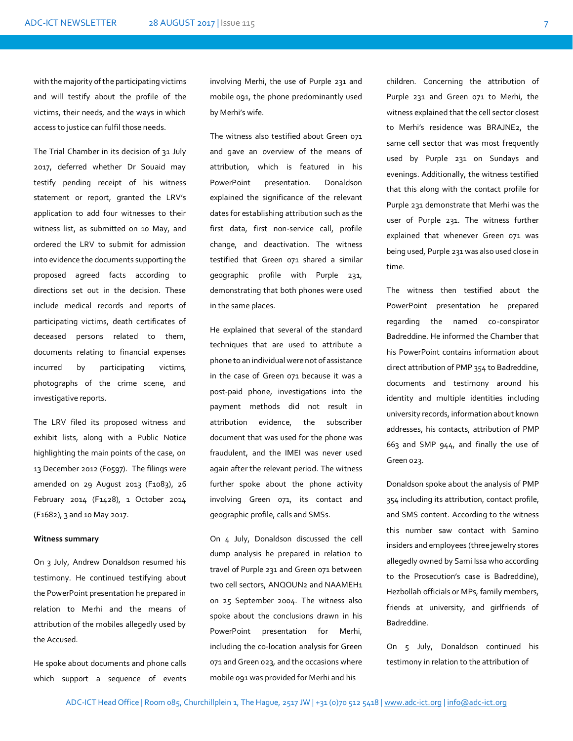with the majority of the participating victims and will testify about the profile of the victims, their needs, and the ways in which access to justice can fulfil those needs.

The Trial Chamber in its decision of 31 July 2017, deferred whether Dr Souaid may testify pending receipt of his witness statement or report, granted the LRV's application to add four witnesses to their witness list, as submitted on 10 May, and ordered the LRV to submit for admission into evidence the documents supporting the proposed agreed facts according to directions set out in the decision. These include medical records and reports of participating victims, death certificates of deceased persons related to them, documents relating to financial expenses incurred by participating victims, photographs of the crime scene, and investigative reports.

The LRV filed its proposed witness and exhibit lists, along with a Public Notice highlighting the main points of the case, on 13 December 2012 (F0597). The filings were amended on 29 August 2013 (F1083), 26 February 2014 (F1428), 1 October 2014 (F1682), 3 and 10 May 2017.

**Witness summary**

On 3 July, Andrew Donaldson resumed his testimony. He continued testifying about the PowerPoint presentation he prepared in relation to Merhi and the means of attribution of the mobiles allegedly used by the Accused.

He spoke about documents and phone calls which support a sequence of events involving Merhi, the use of Purple 231 and mobile 091, the phone predominantly used by Merhi's wife.

The witness also testified about Green 071 and gave an overview of the means of attribution, which is featured in his PowerPoint presentation. Donaldson explained the significance of the relevant dates for establishing attribution such as the first data, first non-service call, profile change, and deactivation. The witness testified that Green 071 shared a similar geographic profile with Purple 231, demonstrating that both phones were used in the same places.

He explained that several of the standard techniques that are used to attribute a phone to an individual were not of assistance in the case of Green 071 because it was a post-paid phone, investigations into the payment methods did not result in attribution evidence, the subscriber document that was used for the phone was fraudulent, and the IMEI was never used again after the relevant period. The witness further spoke about the phone activity involving Green 071, its contact and geographic profile, calls and SMSs.

On 4 July, Donaldson discussed the cell dump analysis he prepared in relation to travel of Purple 231 and Green 071 between two cell sectors, ANQOUN2 and NAAMEH1 on 25 September 2004. The witness also spoke about the conclusions drawn in his PowerPoint presentation for Merhi, including the co-location analysis for Green 071 and Green 023, and the occasions where mobile 091 was provided for Merhi and his children. Concerning the attribution of Purple 231 and Green 071 to Merhi, the witness explained that the cell sector closest to Merhi's residence was BRAJNE2, the same cell sector that was most frequently used by Purple 231 on Sundays and evenings. Additionally, the witness testified that this along with the contact profile for Purple 231 demonstrate that Merhi was the user of Purple 231. The witness further explained that whenever Green 071 was being used, Purple 231 was also used close in time.

The witness then testified about the PowerPoint presentation he prepared regarding the named co-conspirator Badreddine. He informed the Chamber that his PowerPoint contains information about direct attribution of PMP 354 to Badreddine, documents and testimony around his identity and multiple identities including university records, information about known addresses, his contacts, attribution of PMP 663 and SMP 944, and finally the use of Green 023.

Donaldson spoke about the analysis of PMP 354 including its attribution, contact profile, and SMS content. According to the witness this number saw contact with Samino insiders and employees (three jewelry stores allegedly owned by Sami Issa who according to the Prosecution's case is Badreddine), Hezbollah officials or MPs, family members, friends at university, and girlfriends of Badreddine.

On 5 July, Donaldson continued his testimony in relation to the attribution of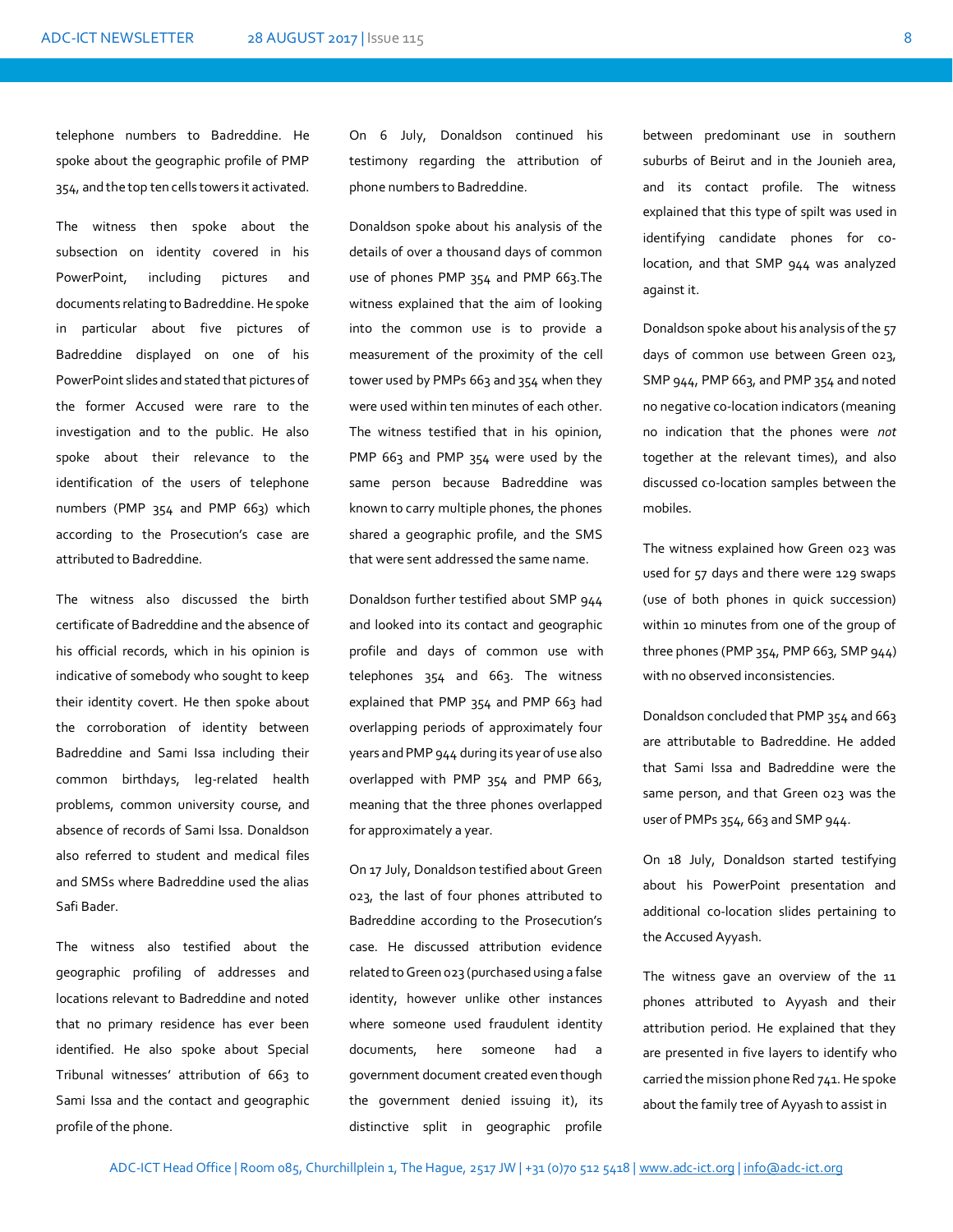telephone numbers to Badreddine. He spoke about the geographic profile of PMP 354, and the top ten cells towers it activated.

The witness then spoke about the subsection on identity covered in his PowerPoint, including pictures and documents relating to Badreddine. He spoke in particular about five pictures of Badreddine displayed on one of his PowerPoint slides and stated that pictures of the former Accused were rare to the investigation and to the public. He also spoke about their relevance to the identification of the users of telephone numbers (PMP 354 and PMP 663) which according to the Prosecution's case are attributed to Badreddine.

The witness also discussed the birth certificate of Badreddine and the absence of his official records, which in his opinion is indicative of somebody who sought to keep their identity covert. He then spoke about the corroboration of identity between Badreddine and Sami Issa including their common birthdays, leg-related health problems, common university course, and absence of records of Sami Issa. Donaldson also referred to student and medical files and SMSs where Badreddine used the alias Safi Bader.

The witness also testified about the geographic profiling of addresses and locations relevant to Badreddine and noted that no primary residence has ever been identified. He also spoke about Special Tribunal witnesses' attribution of 663 to Sami Issa and the contact and geographic profile of the phone.

On 6 July, Donaldson continued his testimony regarding the attribution of phone numbers to Badreddine.

Donaldson spoke about his analysis of the details of over a thousand days of common use of phones PMP 354 and PMP 663.The witness explained that the aim of looking into the common use is to provide a measurement of the proximity of the cell tower used by PMPs 663 and 354 when they were used within ten minutes of each other. The witness testified that in his opinion, PMP 663 and PMP 354 were used by the same person because Badreddine was known to carry multiple phones, the phones shared a geographic profile, and the SMS that were sent addressed the same name.

Donaldson further testified about SMP 944 and looked into its contact and geographic profile and days of common use with telephones 354 and 663. The witness explained that PMP 354 and PMP 663 had overlapping periods of approximately four years and PMP 944 during its year of use also overlapped with PMP 354 and PMP 663, meaning that the three phones overlapped for approximately a year.

On 17 July, Donaldson testified about Green 023, the last of four phones attributed to Badreddine according to the Prosecution's case. He discussed attribution evidence related to Green 023 (purchased using a false identity, however unlike other instances where someone used fraudulent identity documents, here someone had a government document created even though the government denied issuing it), its distinctive split in geographic profile between predominant use in southern suburbs of Beirut and in the Jounieh area, and its contact profile. The witness explained that this type of spilt was used in identifying candidate phones for co-location, and that SMP 944 was analyzed against it.

Donaldson spoke about his analysis of the 57 days of common use between Green 023, SMP 944, PMP 663, and PMP 354 and noted no negative co-location indicators (meaning no indication that the phones were *not* together at the relevant times), and also discussed co-location samples between the mobiles.

The witness explained how Green 023 was used for 57 days and there were 129 swaps (use of both phones in quick succession) within 10 minutes from one of the group of three phones (PMP 354, PMP 663, SMP 944) with no observed inconsistencies.

Donaldson concluded that PMP 354 and 663 are attributable to Badreddine. He added that Sami Issa and Badreddine were the same person, and that Green 023 was the user of PMPs 354, 663 and SMP 944.

On 18 July, Donaldson started testifying about his PowerPoint presentation and additional co-location slides pertaining to the Accused Ayyash.

The witness gave an overview of the 11 phones attributed to Ayyash and their attribution period. He explained that they are presented in five layers to identify who carried the mission phone Red 741. He spoke about the family tree of Ayyash to assist in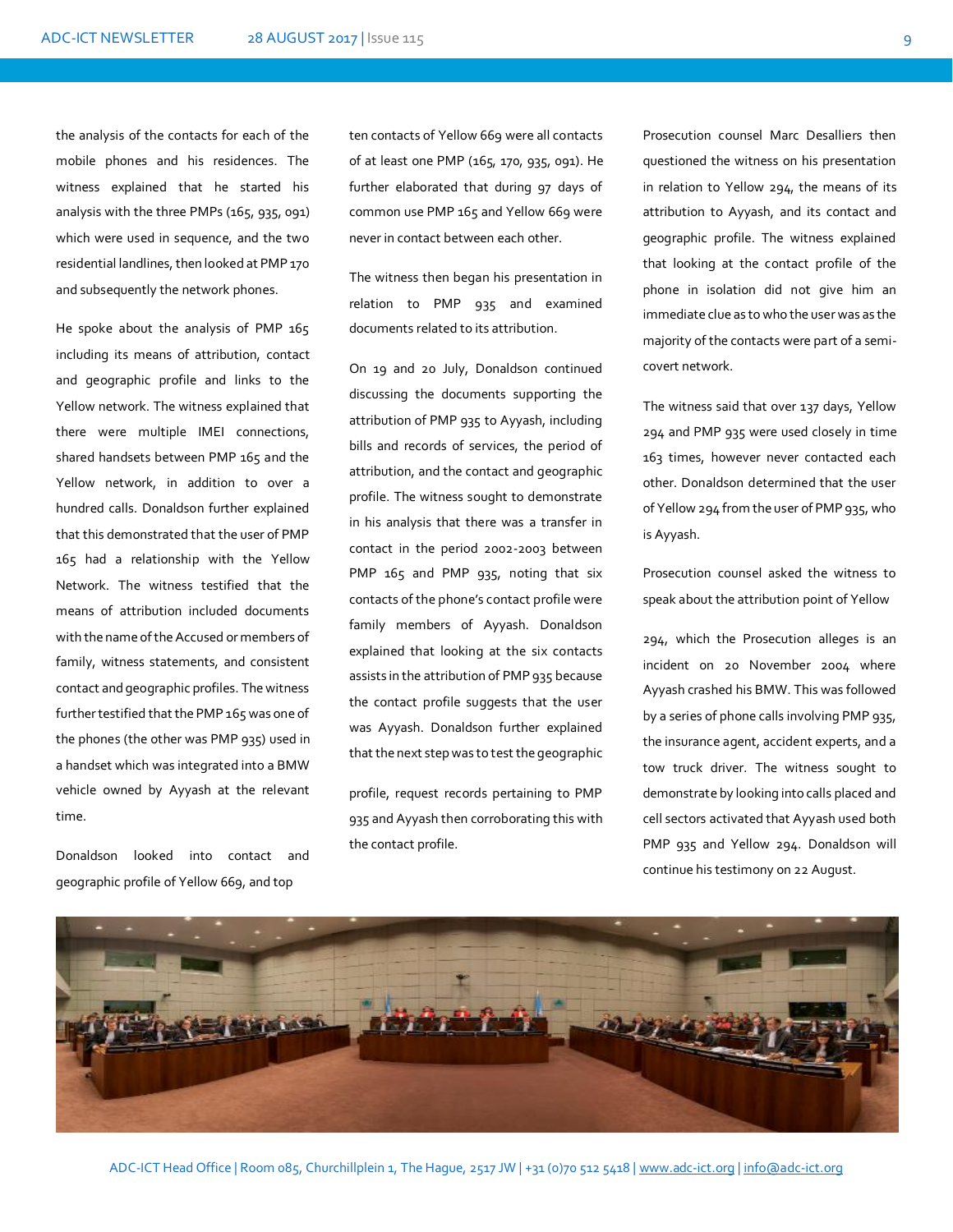the analysis of the contacts for each of the mobile phones and his residences. The witness explained that he started his analysis with the three PMPs (165, 935, 091) which were used in sequence, and the two residential landlines, then looked at PMP 170 and subsequently the network phones.

He spoke about the analysis of PMP 165 including its means of attribution, contact and geographic profile and links to the Yellow network. The witness explained that there were multiple IMEI connections, shared handsets between PMP 165 and the Yellow network, in addition to over a hundred calls. Donaldson further explained that this demonstrated that the user of PMP 165 had a relationship with the Yellow Network. The witness testified that the means of attribution included documents with the name of the Accused or members of family, witness statements, and consistent contact and geographic profiles. The witness further testified that the PMP 165 was one of the phones (the other was PMP 935) used in a handset which was integrated into a BMW vehicle owned by Ayyash at the relevant time.

Donaldson looked into contact and geographic profile of Yellow 669, and top ten contacts of Yellow 669 were all contacts of at least one PMP (165, 170, 935, 091). He further elaborated that during 97 days of common use PMP 165 and Yellow 669 were never in contact between each other.

The witness then began his presentation in relation to PMP 935 and examined documents related to its attribution.

On 19 and 20 July, Donaldson continued discussing the documents supporting the attribution of PMP 935 to Ayyash, including bills and records of services, the period of attribution, and the contact and geographic profile. The witness sought to demonstrate in his analysis that there was a transfer in contact in the period 2002-2003 between PMP 165 and PMP 935, noting that six contacts of the phone's contact profile were family members of Ayyash. Donaldson explained that looking at the six contacts assists in the attribution of PMP 935 because the contact profile suggests that the user was Ayyash. Donaldson further explained that the next step was to test the geographic profile, request records pertaining to PMP 935 and Ayyash then corroborating this with the contact profile.

Prosecution counsel Marc Desalliers then questioned the witness on his presentation in relation to Yellow 294, the means of its attribution to Ayyash, and its contact and geographic profile. The witness explained that looking at the contact profile of the phone in isolation did not give him an immediate clue as to who the user was as the majority of the contacts were part of a semi-covert network.

The witness said that over 137 days, Yellow 294 and PMP 935 were used closely in time 163 times, however never contacted each other. Donaldson determined that the user of Yellow 294 from the user of PMP 935, who is Ayyash.

Prosecution counsel asked the witness to speak about the attribution point of Yellow 294, which the Prosecution alleges is an incident on 20 November 2004 where Ayyash crashed his BMW. This was followed by a series of phone calls involving PMP 935, the insurance agent, accident experts, and a tow truck driver. The witness sought to demonstrate by looking into calls placed and cell sectors activated that Ayyash used both PMP 935 and Yellow 294. Donaldson will continue his testimony on 22 August.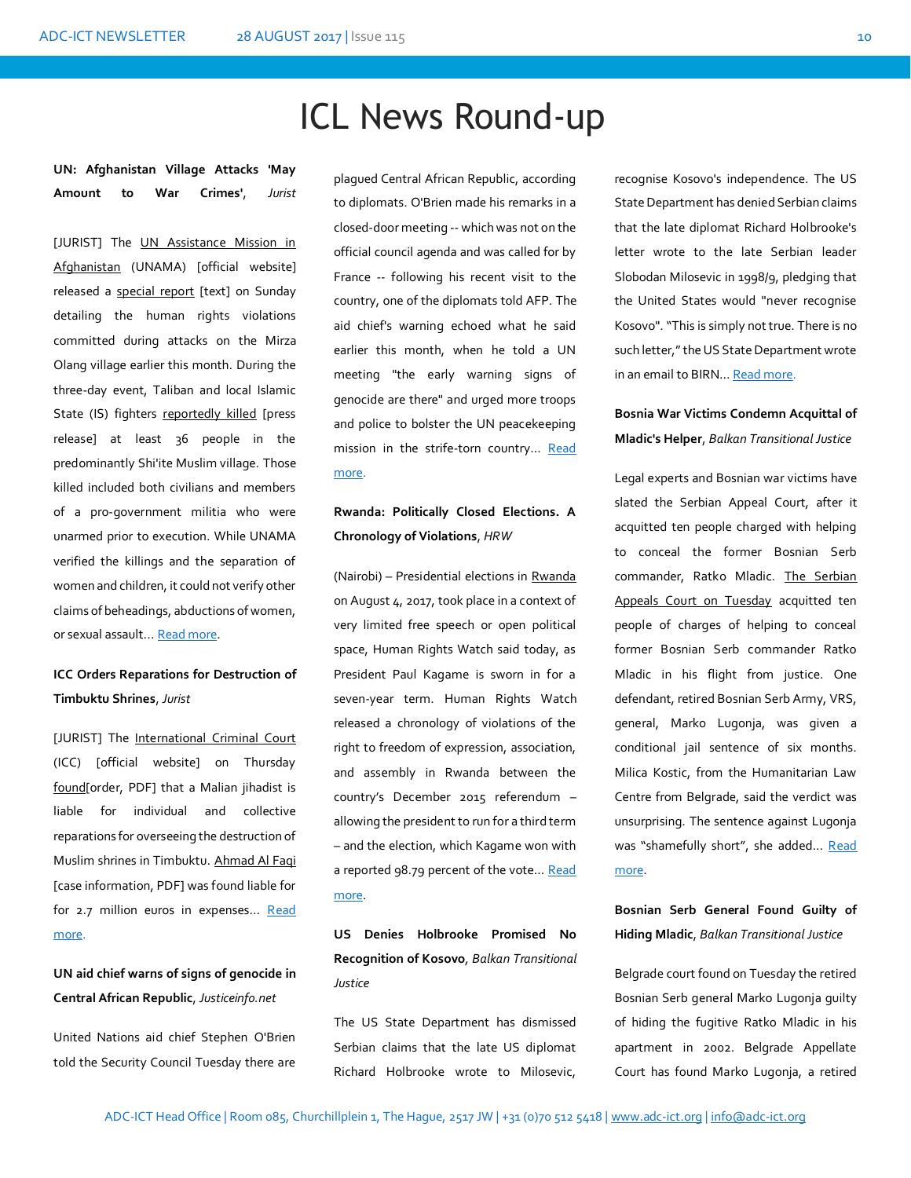# ICL News Round-up

**UN: Afghanistan Village Attacks 'May Amount to War Crimes'**, *Jurist*

[JURIST] The UN Assistance Mission in Afghanistan (UNAMA) [official website] released a special report [text] on Sunday detailing the human rights violations committed during attacks on the Mirza Olang village earlier this month. During the three-day event, Taliban and local Islamic State (IS) fighters reportedly killed [press release] at least 36 people in the predominantly Shi'ite Muslim village. Those killed included both civilians and members of a pro-government militia who were unarmed prior to execution. While UNAMA verified the killings and the separation of women and children, it could not verify other claims of beheadings, abductions of women, or sexual assault... Read more.

**ICC Orders Reparations for Destruction of Timbuktu Shrines**, *Jurist*

[JURIST] The International Criminal Court (ICC) [official website] on Thursday found[order, PDF] that a Malian jihadist is liable for individual and collective reparations for overseeing the destruction of Muslim shrines in Timbuktu. Ahmad Al Faqi [case information, PDF] was found liable for for 2.7 million euros in expenses... Read more.

**UN aid chief warns of signs of genocide in Central African Republic**, *Justiceinfo.net*

United Nations aid chief Stephen O'Brien told the Security Council Tuesday there are plagued Central African Republic, according to diplomats. O'Brien made his remarks in a closed-door meeting -- which was not on the official council agenda and was called for by France -- following his recent visit to the country, one of the diplomats told AFP. The aid chief's warning echoed what he said earlier this month, when he told a UN meeting "the early warning signs of genocide are there" and urged more troops and police to bolster the UN peacekeeping mission in the strife-torn country... Read more.

**Rwanda: Politically Closed Elections. A Chronology of Violations**, *HRW*

(Nairobi) – Presidential elections in Rwanda on August 4, 2017, took place in a context of very limited free speech or open political space, Human Rights Watch said today, as President Paul Kagame is sworn in for a seven-year term. Human Rights Watch released a chronology of violations of the right to freedom of expression, association, and assembly in Rwanda between the country's December 2015 referendum – allowing the president to run for a third term – and the election, which Kagame won with a reported 98.79 percent of the vote... Read more.

**US Denies Holbrooke Promised No Recognition of Kosovo**, *Balkan Transitional Justice*

The US State Department has dismissed Serbian claims that the late US diplomat Richard Holbrooke wrote to Milosevic, recognise Kosovo's independence. The US State Department has denied Serbian claims that the late diplomat Richard Holbrooke's letter wrote to the late Serbian leader Slobodan Milosevic in 1998/9, pledging that the United States would "never recognise Kosovo". "This is simply not true. There is no such letter," the US State Department wrote in an email to BIRN... Read more.

**Bosnia War Victims Condemn Acquittal of Mladic's Helper**, *Balkan Transitional Justice*

Legal experts and Bosnian war victims have slated the Serbian Appeal Court, after it acquitted ten people charged with helping to conceal the former Bosnian Serb commander, Ratko Mladic. The Serbian Appeals Court on Tuesday acquitted ten people of charges of helping to conceal former Bosnian Serb commander Ratko Mladic in his flight from justice. One defendant, retired Bosnian Serb Army, VRS, general, Marko Lugonja, was given a conditional jail sentence of six months. Milica Kostic, from the Humanitarian Law Centre from Belgrade, said the verdict was unsurprising. The sentence against Lugonja was "shamefully short", she added... Read more.

**Bosnian Serb General Found Guilty of Hiding Mladic**, *Balkan Transitional Justice*

Belgrade court found on Tuesday the retired Bosnian Serb general Marko Lugonja guilty of hiding the fugitive Ratko Mladic in his apartment in 2002. Belgrade Appellate Court has found Marko Lugonja, a retired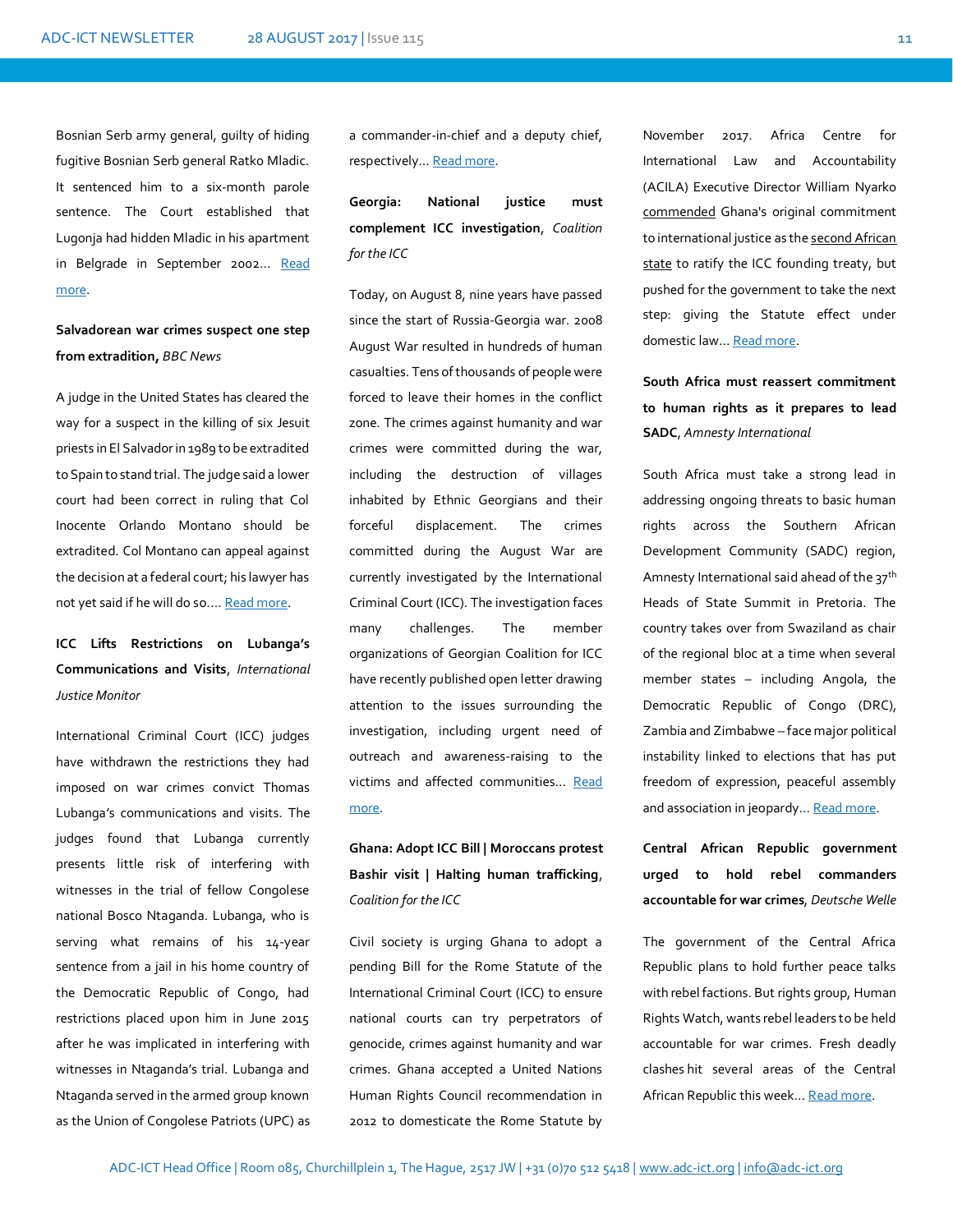Bosnian Serb army general, guilty of hiding fugitive Bosnian Serb general Ratko Mladic. It sentenced him to a six-month parole sentence. The Court established that Lugonja had hidden Mladic in his apartment in Belgrade in September 2002... Read more.

**Salvadorean war crimes suspect one step from extradition,** *BBC News*

A judge in the United States has cleared the way for a suspect in the killing of six Jesuit priests in El Salvador in 1989 to be extradited to Spain to stand trial. The judge said a lower court had been correct in ruling that Col Inocente Orlando Montano should be extradited. Col Montano can appeal against the decision at a federal court; his lawyer has not yet said if he will do so.... Read more.

**ICC Lifts Restrictions on Lubanga's Communications and Visits**, *International Justice Monitor*

International Criminal Court (ICC) judges have withdrawn the restrictions they had imposed on war crimes convict Thomas Lubanga's communications and visits. The judges found that Lubanga currently presents little risk of interfering with witnesses in the trial of fellow Congolese national Bosco Ntaganda. Lubanga, who is serving what remains of his 14-year sentence from a jail in his home country of the Democratic Republic of Congo, had restrictions placed upon him in June 2015 after he was implicated in interfering with witnesses in Ntaganda's trial. Lubanga and Ntaganda served in the armed group known as the Union of Congolese Patriots (UPC) as a commander-in-chief and a deputy chief, respectively... Read more.

**Georgia: National justice must complement ICC investigation**, *Coalition for the ICC*

Today, on August 8, nine years have passed since the start of Russia-Georgia war. 2008 August War resulted in hundreds of human casualties. Tens of thousands of people were forced to leave their homes in the conflict zone. The crimes against humanity and war crimes were committed during the war, including the destruction of villages inhabited by Ethnic Georgians and their forceful displacement. The crimes committed during the August War are currently investigated by the International Criminal Court (ICC). The investigation faces many challenges. The member organizations of Georgian Coalition for ICC have recently published open letter drawing attention to the issues surrounding the investigation, including urgent need of outreach and awareness-raising to the victims and affected communities... Read more.

**Ghana: Adopt ICC Bill | Moroccans protest Bashir visit | Halting human trafficking**, *Coalition for the ICC*

Civil society is urging Ghana to adopt a pending Bill for the Rome Statute of the International Criminal Court (ICC) to ensure national courts can try perpetrators of genocide, crimes against humanity and war crimes. Ghana accepted a United Nations Human Rights Council recommendation in 2012 to domesticate the Rome Statute by November 2017. Africa Centre for International Law and Accountability (ACILA) Executive Director William Nyarko commended Ghana's original commitment to international justice as the second African state to ratify the ICC founding treaty, but pushed for the government to take the next step: giving the Statute effect under domestic law... Read more.

**South Africa must reassert commitment to human rights as it prepares to lead SADC**, *Amnesty International*

South Africa must take a strong lead in addressing ongoing threats to basic human rights across the Southern African Development Community (SADC) region, Amnesty International said ahead of the 37th Heads of State Summit in Pretoria. The country takes over from Swaziland as chair of the regional bloc at a time when several member states – including Angola, the Democratic Republic of Congo (DRC), Zambia and Zimbabwe – face major political instability linked to elections that has put freedom of expression, peaceful assembly and association in jeopardy... Read more.

**Central African Republic government urged to hold rebel commanders accountable for war crimes**, *Deutsche Welle*

The government of the Central Africa Republic plans to hold further peace talks with rebel factions. But rights group, Human Rights Watch, wants rebel leaders to be held accountable for war crimes. Fresh deadly clashes hit several areas of the Central African Republic this week... Read more.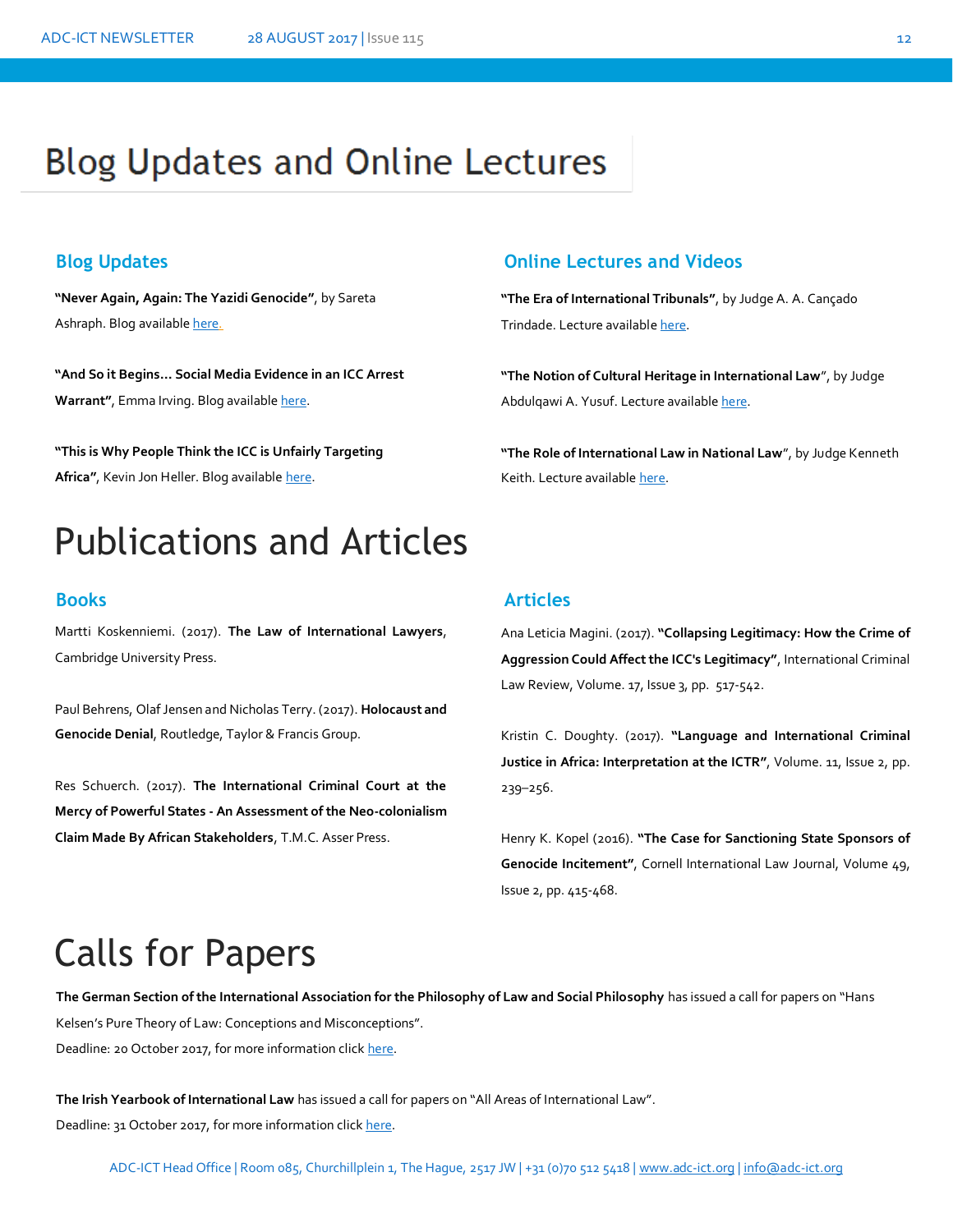# Blog Updates and Online Lectures

## Blog Updates

**"Never Again, Again: The Yazidi Genocide"**, by Sareta Ashraph. Blog available here.

**"And So it Begins… Social Media Evidence in an ICC Arrest Warrant"**, Emma Irving. Blog available here.

**"This is Why People Think the ICC is Unfairly Targeting Africa"**, Kevin Jon Heller. Blog available here.

## Online Lectures and Videos

**"The Era of International Tribunals"**, by Judge A. A. Cançado Trindade. Lecture available here.

**"The Notion of Cultural Heritage in International Law"**, by Judge Abdulqawi A. Yusuf. Lecture available here.

**"The Role of International Law in National Law"**, by Judge Kenneth Keith. Lecture available here.

# Publications and Articles

## Books

Martti Koskenniemi. (2017). **The Law of International Lawyers**, Cambridge University Press.

Paul Behrens, Olaf Jensen and Nicholas Terry. (2017). **Holocaust and Genocide Denial**, Routledge, Taylor & Francis Group.

Res Schuerch. (2017). **The International Criminal Court at the Mercy of Powerful States - An Assessment of the Neo-colonialism Claim Made By African Stakeholders**, T.M.C. Asser Press.

## Articles

Ana Leticia Magini. (2017). **"Collapsing Legitimacy: How the Crime of Aggression Could Affect the ICC's Legitimacy"**, International Criminal Law Review, Volume. 17, Issue 3, pp. 517-542.

Kristin C. Doughty. (2017). **"Language and International Criminal Justice in Africa: Interpretation at the ICTR"**, Volume. 11, Issue 2, pp. 239–256.

Henry K. Kopel (2016). **"The Case for Sanctioning State Sponsors of Genocide Incitement"**, Cornell International Law Journal, Volume 49, Issue 2, pp. 415-468.

# Calls for Papers

**The German Section of the International Association for the Philosophy of Law and Social Philosophy** has issued a call for papers on "Hans Kelsen's Pure Theory of Law: Conceptions and Misconceptions".
Deadline: 20 October 2017, for more information click here.

**The Irish Yearbook of International Law** has issued a call for papers on "All Areas of International Law".
Deadline: 31 October 2017, for more information click here.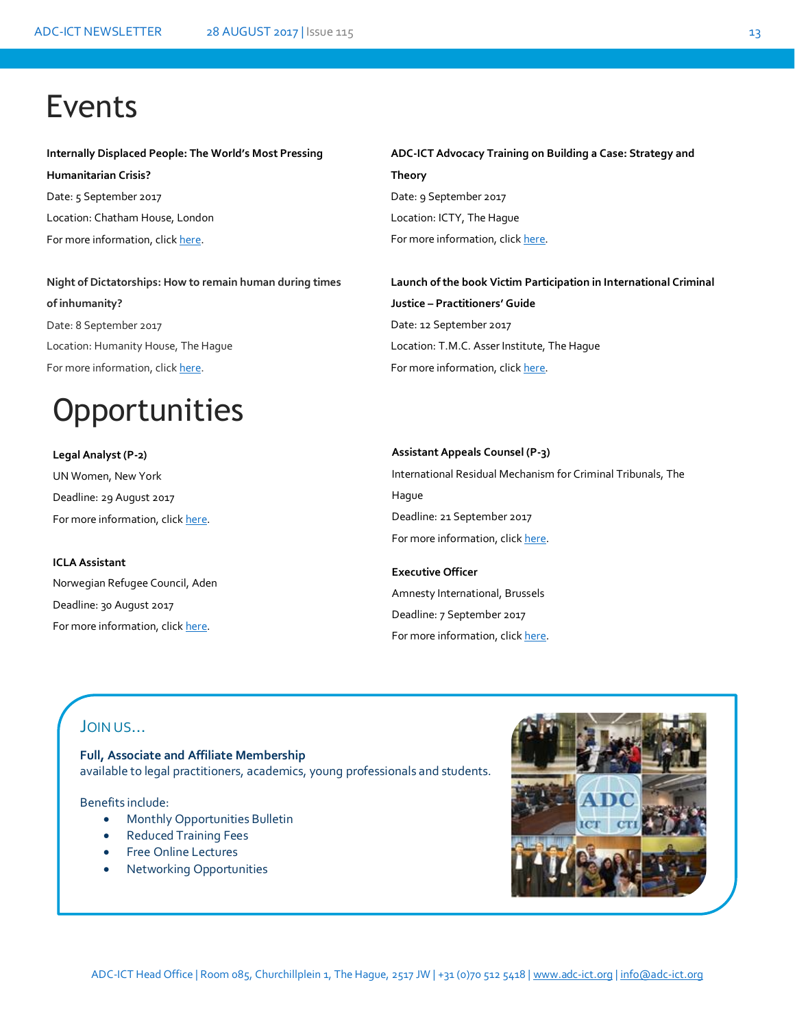# Events

**Internally Displaced People: The World's Most Pressing Humanitarian Crisis?**
Date: 5 September 2017
Location: Chatham House, London
For more information, click here.

**Night of Dictatorships: How to remain human during times of inhumanity?**
Date: 8 September 2017
Location: Humanity House, The Hague
For more information, click here.

**ADC-ICT Advocacy Training on Building a Case: Strategy and Theory**
Date: 9 September 2017
Location: ICTY, The Hague
For more information, click here.

**Launch of the book Victim Participation in International Criminal Justice – Practitioners' Guide**
Date: 12 September 2017
Location: T.M.C. Asser Institute, The Hague
For more information, click here.

# Opportunities

**Legal Analyst (P-2)**
UN Women, New York
Deadline: 29 August 2017
For more information, click here.

**ICLA Assistant**
Norwegian Refugee Council, Aden
Deadline: 30 August 2017
For more information, click here.

**Assistant Appeals Counsel (P-3)**
International Residual Mechanism for Criminal Tribunals, The Hague
Deadline: 21 September 2017
For more information, click here.

**Executive Officer**
Amnesty International, Brussels
Deadline: 7 September 2017
For more information, click here.

## JOIN US...

**Full, Associate and Affiliate Membership**
available to legal practitioners, academics, young professionals and students.

Benefits include:

- Monthly Opportunities Bulletin
- Reduced Training Fees
- Free Online Lectures
- Networking Opportunities

ADC-ICT Head Office | Room 085, Churchillplein 1, The Hague, 2517 JW | +31 (0)70 512 5418 | www.adc-ict.org | info@adc-ict.org